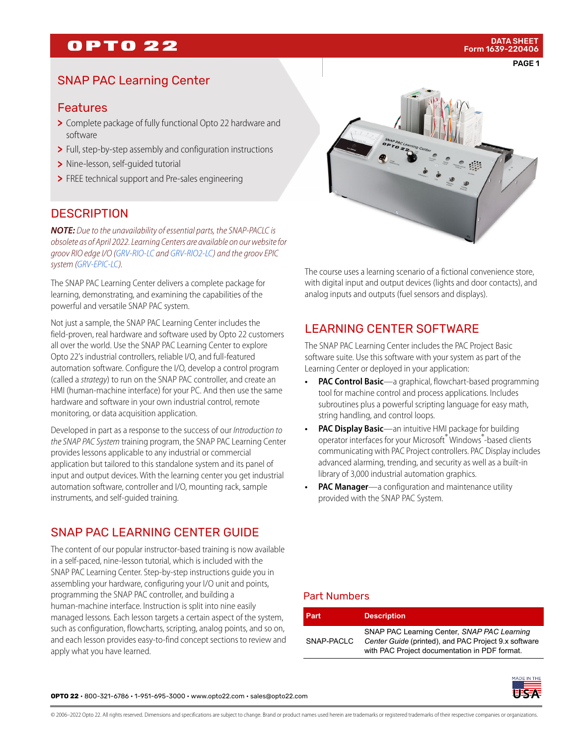# SNAP PAC Learning Center

## Features

- Complete package of fully functional Opto 22 hardware and software
- Full, step-by-step assembly and configuration instructions
- Nine-lesson, self-guided tutorial
- FREE technical support and Pre-sales engineering

## DESCRIPTION

***NOTE:*** *Due to the unavailability of essential parts, the SNAP-PACLC is obsolete as of April 2022. Learning Centers are available on our website for groov RIO edge I/O (GRV-RIO-LC and GRV-RIO2-LC) and the groov EPIC system (GRV-EPIC-LC).*

The SNAP PAC Learning Center delivers a complete package for learning, demonstrating, and examining the capabilities of the powerful and versatile SNAP PAC system.

Not just a sample, the SNAP PAC Learning Center includes the field-proven, real hardware and software used by Opto 22 customers all over the world. Use the SNAP PAC Learning Center to explore Opto 22's industrial controllers, reliable I/O, and full-featured automation software. Configure the I/O, develop a control program (called a *strategy*) to run on the SNAP PAC controller, and create an HMI (human-machine interface) for your PC. And then use the same hardware and software in your own industrial control, remote monitoring, or data acquisition application.

Developed in part as a response to the success of our *Introduction to the SNAP PAC System* training program, the SNAP PAC Learning Center provides lessons applicable to any industrial or commercial application but tailored to this standalone system and its panel of input and output devices. With the learning center you get industrial automation software, controller and I/O, mounting rack, sample instruments, and self-guided training.

The course uses a learning scenario of a fictional convenience store, with digital input and output devices (lights and door contacts), and analog inputs and outputs (fuel sensors and displays).

## SNAP PAC LEARNING CENTER GUIDE

The content of our popular instructor-based training is now available in a self-paced, nine-lesson tutorial, which is included with the SNAP PAC Learning Center. Step-by-step instructions guide you in assembling your hardware, configuring your I/O unit and points, programming the SNAP PAC controller, and building a human-machine interface. Instruction is split into nine easily managed lessons. Each lesson targets a certain aspect of the system, such as configuration, flowcharts, scripting, analog points, and so on, and each lesson provides easy-to-find concept sections to review and apply what you have learned.

## LEARNING CENTER SOFTWARE

The SNAP PAC Learning Center includes the PAC Project Basic software suite. Use this software with your system as part of the Learning Center or deployed in your application:

- **PAC Control Basic**—a graphical, flowchart-based programming tool for machine control and process applications. Includes subroutines plus a powerful scripting language for easy math, string handling, and control loops.
- **PAC Display Basic**—an intuitive HMI package for building operator interfaces for your Microsoft® Windows®-based clients communicating with PAC Project controllers. PAC Display includes advanced alarming, trending, and security as well as a built-in library of 3,000 industrial automation graphics.
- **PAC Manager**—a configuration and maintenance utility provided with the SNAP PAC System.

### Part Numbers

| Part | Description |
|---|---|
| SNAP-PACLC | SNAP PAC Learning Center, *SNAP PAC Learning Center Guide* (printed), and PAC Project 9.x software with PAC Project documentation in PDF format. |

**OPTO 22** • 800-321-6786 • 1-951-695-3000 • www.opto22.com • sales@opto22.com

© 2006–2022 Opto 22. All rights reserved. Dimensions and specifications are subject to change. Brand or product names used herein are trademarks or registered trademarks of their respective companies or organizations.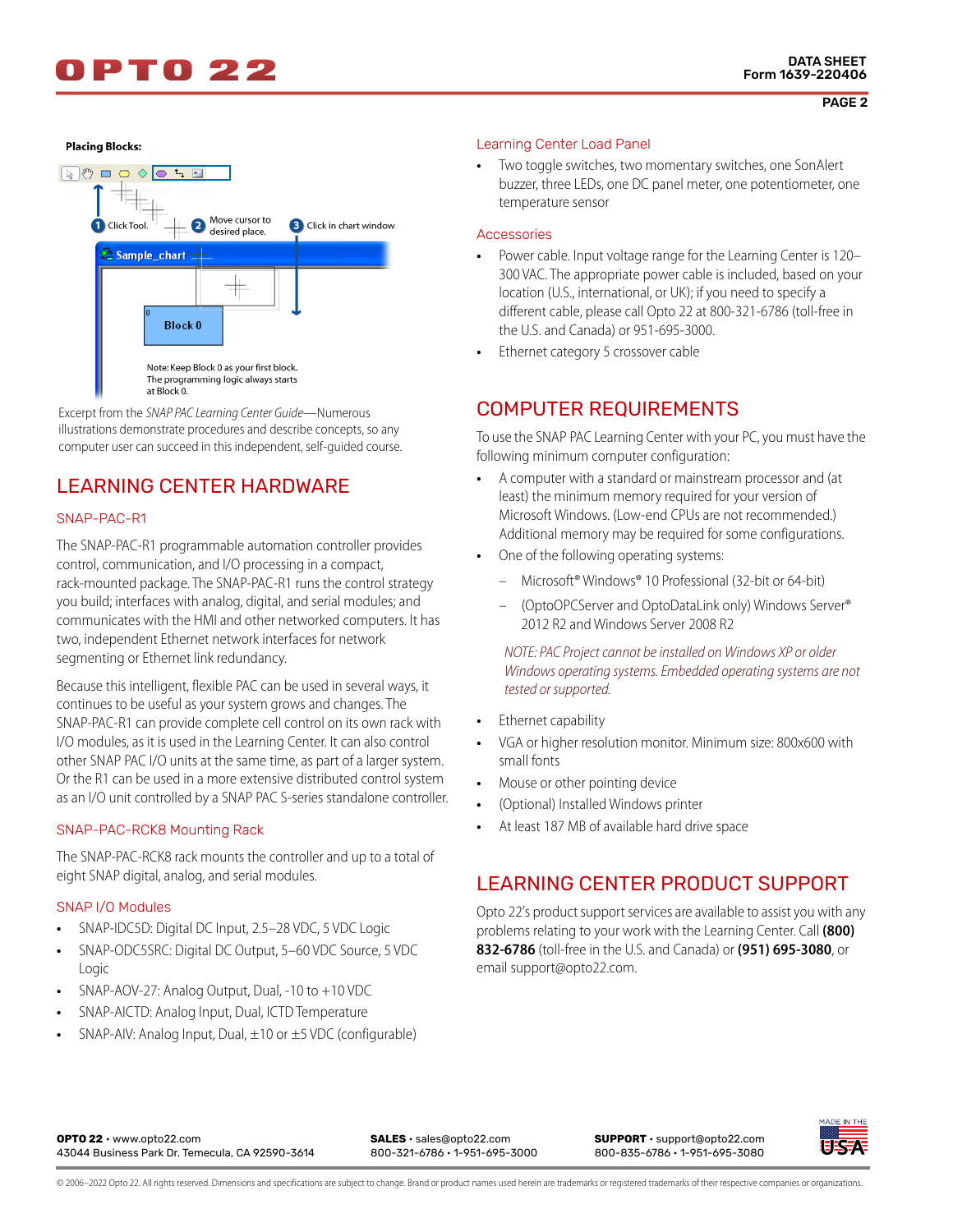**Placing Blocks:**

1 Click Tool.

2 Move cursor to desired place.

3 Click in chart window.

Sample_chart

Block 0

Note: Keep Block 0 as your first block. The programming logic always starts at Block 0.

Excerpt from the *SNAP PAC Learning Center Guide*—Numerous illustrations demonstrate procedures and describe concepts, so any computer user can succeed in this independent, self-guided course.

## LEARNING CENTER HARDWARE

### SNAP-PAC-R1

The SNAP-PAC-R1 programmable automation controller provides control, communication, and I/O processing in a compact, rack-mounted package. The SNAP-PAC-R1 runs the control strategy you build; interfaces with analog, digital, and serial modules; and communicates with the HMI and other networked computers. It has two, independent Ethernet network interfaces for network segmenting or Ethernet link redundancy.

Because this intelligent, flexible PAC can be used in several ways, it continues to be useful as your system grows and changes. The SNAP-PAC-R1 can provide complete cell control on its own rack with I/O modules, as it is used in the Learning Center. It can also control other SNAP PAC I/O units at the same time, as part of a larger system. Or the R1 can be used in a more extensive distributed control system as an I/O unit controlled by a SNAP PAC S-series standalone controller.

### SNAP-PAC-RCK8 Mounting Rack

The SNAP-PAC-RCK8 rack mounts the controller and up to a total of eight SNAP digital, analog, and serial modules.

### SNAP I/O Modules

- SNAP-IDC5D: Digital DC Input, 2.5–28 VDC, 5 VDC Logic
- SNAP-ODC5SRC: Digital DC Output, 5–60 VDC Source, 5 VDC Logic
- SNAP-AOV-27: Analog Output, Dual, -10 to +10 VDC
- SNAP-AICTD: Analog Input, Dual, ICTD Temperature
- SNAP-AIV: Analog Input, Dual, ±10 or ±5 VDC (configurable)

### Learning Center Load Panel

- Two toggle switches, two momentary switches, one SonAlert buzzer, three LEDs, one DC panel meter, one potentiometer, one temperature sensor

### Accessories

- Power cable. Input voltage range for the Learning Center is 120–300 VAC. The appropriate power cable is included, based on your location (U.S., international, or UK); if you need to specify a different cable, please call Opto 22 at 800-321-6786 (toll-free in the U.S. and Canada) or 951-695-3000.
- Ethernet category 5 crossover cable

## COMPUTER REQUIREMENTS

To use the SNAP PAC Learning Center with your PC, you must have the following minimum computer configuration:

- A computer with a standard or mainstream processor and (at least) the minimum memory required for your version of Microsoft Windows. (Low-end CPUs are not recommended.) Additional memory may be required for some configurations.
- One of the following operating systems:
  - Microsoft® Windows® 10 Professional (32-bit or 64-bit)
  - (OptoOPCServer and OptoDataLink only) Windows Server® 2012 R2 and Windows Server 2008 R2

  *NOTE: PAC Project cannot be installed on Windows XP or older Windows operating systems. Embedded operating systems are not tested or supported.*
- Ethernet capability
- VGA or higher resolution monitor. Minimum size: 800x600 with small fonts
- Mouse or other pointing device
- (Optional) Installed Windows printer
- At least 187 MB of available hard drive space

## LEARNING CENTER PRODUCT SUPPORT

Opto 22's product support services are available to assist you with any problems relating to your work with the Learning Center. Call **(800) 832-6786** (toll-free in the U.S. and Canada) or **(951) 695-3080**, or email support@opto22.com.